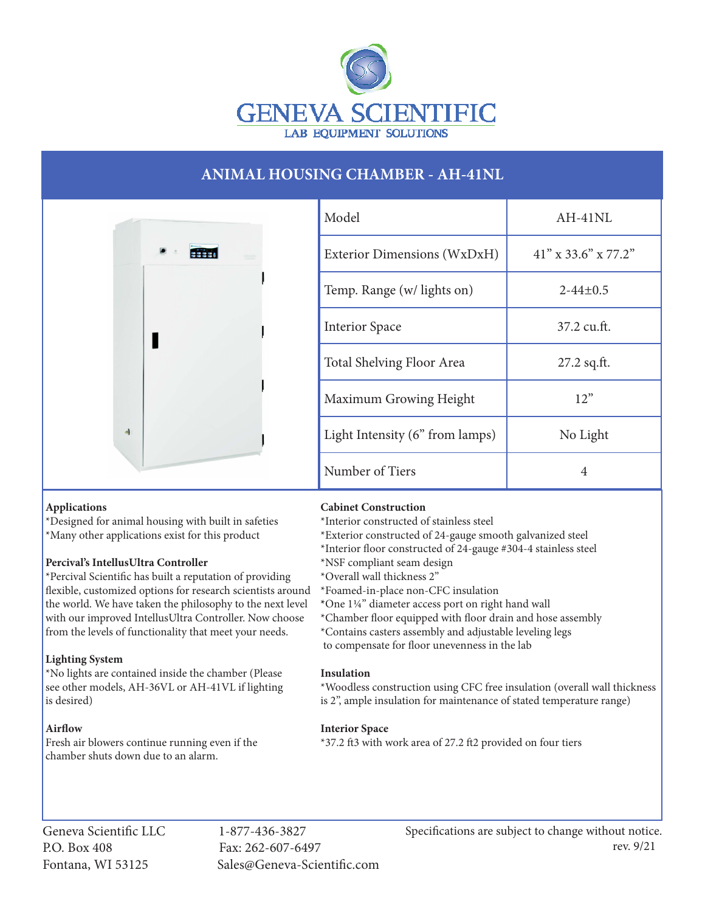# GENEVA SCIENTIFIC

LAB EQUIPMENT SOLUTIONS

## ANIMAL HOUSING CHAMBER - AH-41NL

| Model | AH-41NL |
|---|---|
| Exterior Dimensions (WxDxH) | 41” x 33.6” x 77.2” |
| Temp. Range (w/ lights on) | 2-44±0.5 |
| Interior Space | 37.2 cu.ft. |
| Total Shelving Floor Area | 27.2 sq.ft. |
| Maximum Growing Height | 12” |
| Light Intensity (6” from lamps) | No Light |
| Number of Tiers | 4 |

**Applications**

*Designed for animal housing with built in safeties
*Many other applications exist for this product

**Percival’s IntellusUltra Controller**

*Percival Scientific has built a reputation of providing flexible, customized options for research scientists around the world. We have taken the philosophy to the next level with our improved IntellusUltra Controller. Now choose from the levels of functionality that meet your needs.

**Lighting System**

*No lights are contained inside the chamber (Please see other models, AH-36VL or AH-41VL if lighting is desired)

**Airflow**

Fresh air blowers continue running even if the chamber shuts down due to an alarm.

**Cabinet Construction**

*Interior constructed of stainless steel
*Exterior constructed of 24-gauge smooth galvanized steel
*Interior floor constructed of 24-gauge #304-4 stainless steel
*NSF compliant seam design
*Overall wall thickness 2”
*Foamed-in-place non-CFC insulation
*One 1¼” diameter access port on right hand wall
*Chamber floor equipped with floor drain and hose assembly
*Contains casters assembly and adjustable leveling legs to compensate for floor unevenness in the lab

**Insulation**

*Woodless construction using CFC free insulation (overall wall thickness is 2”, ample insulation for maintenance of stated temperature range)

**Interior Space**

*37.2 ft3 with work area of 27.2 ft2 provided on four tiers

Geneva Scientific LLC
P.O. Box 408
Fontana, WI 53125

1-877-436-3827
Fax: 262-607-6497
Sales@Geneva-Scientific.com

Specifications are subject to change without notice.
rev. 9/21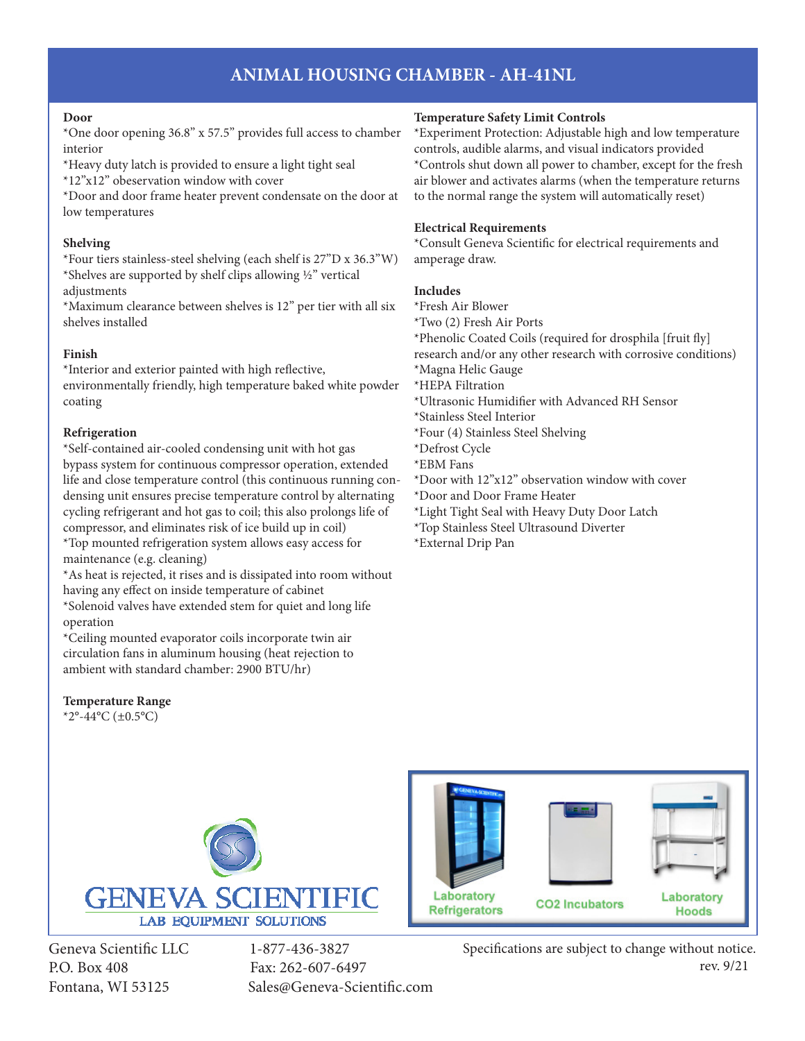# ANIMAL HOUSING CHAMBER - AH-41NL

**Door**

*One door opening 36.8" x 57.5" provides full access to chamber interior
*Heavy duty latch is provided to ensure a light tight seal
*12"x12" obeservation window with cover
*Door and door frame heater prevent condensate on the door at low temperatures

**Shelving**

*Four tiers stainless-steel shelving (each shelf is 27"D x 36.3"W)
*Shelves are supported by shelf clips allowing ½" vertical adjustments
*Maximum clearance between shelves is 12" per tier with all six shelves installed

**Finish**

*Interior and exterior painted with high reflective, environmentally friendly, high temperature baked white powder coating

**Refrigeration**

*Self-contained air-cooled condensing unit with hot gas bypass system for continuous compressor operation, extended life and close temperature control (this continuous running condensing unit ensures precise temperature control by alternating cycling refrigerant and hot gas to coil; this also prolongs life of compressor, and eliminates risk of ice build up in coil)
*Top mounted refrigeration system allows easy access for maintenance (e.g. cleaning)
*As heat is rejected, it rises and is dissipated into room without having any effect on inside temperature of cabinet
*Solenoid valves have extended stem for quiet and long life operation
*Ceiling mounted evaporator coils incorporate twin air circulation fans in aluminum housing (heat rejection to ambient with standard chamber: 2900 BTU/hr)

**Temperature Range**

*2°-44°C (±0.5°C)

**Temperature Safety Limit Controls**

*Experiment Protection: Adjustable high and low temperature controls, audible alarms, and visual indicators provided
*Controls shut down all power to chamber, except for the fresh air blower and activates alarms (when the temperature returns to the normal range the system will automatically reset)

**Electrical Requirements**

*Consult Geneva Scientific for electrical requirements and amperage draw.

**Includes**

*Fresh Air Blower
*Two (2) Fresh Air Ports
*Phenolic Coated Coils (required for drosphila [fruit fly] research and/or any other research with corrosive conditions)
*Magna Helic Gauge
*HEPA Filtration
*Ultrasonic Humidifier with Advanced RH Sensor
*Stainless Steel Interior
*Four (4) Stainless Steel Shelving
*Defrost Cycle
*EBM Fans
*Door with 12"x12" observation window with cover
*Door and Door Frame Heater
*Light Tight Seal with Heavy Duty Door Latch
*Top Stainless Steel Ultrasound Diverter
*External Drip Pan

GENEVA SCIENTIFIC
LAB EQUIPMENT SOLUTIONS

Laboratory Refrigerators
CO2 Incubators
Laboratory Hoods

Geneva Scientific LLC
P.O. Box 408
Fontana, WI 53125

1-877-436-3827
Fax: 262-607-6497
Sales@Geneva-Scientific.com

Specifications are subject to change without notice.
rev. 9/21